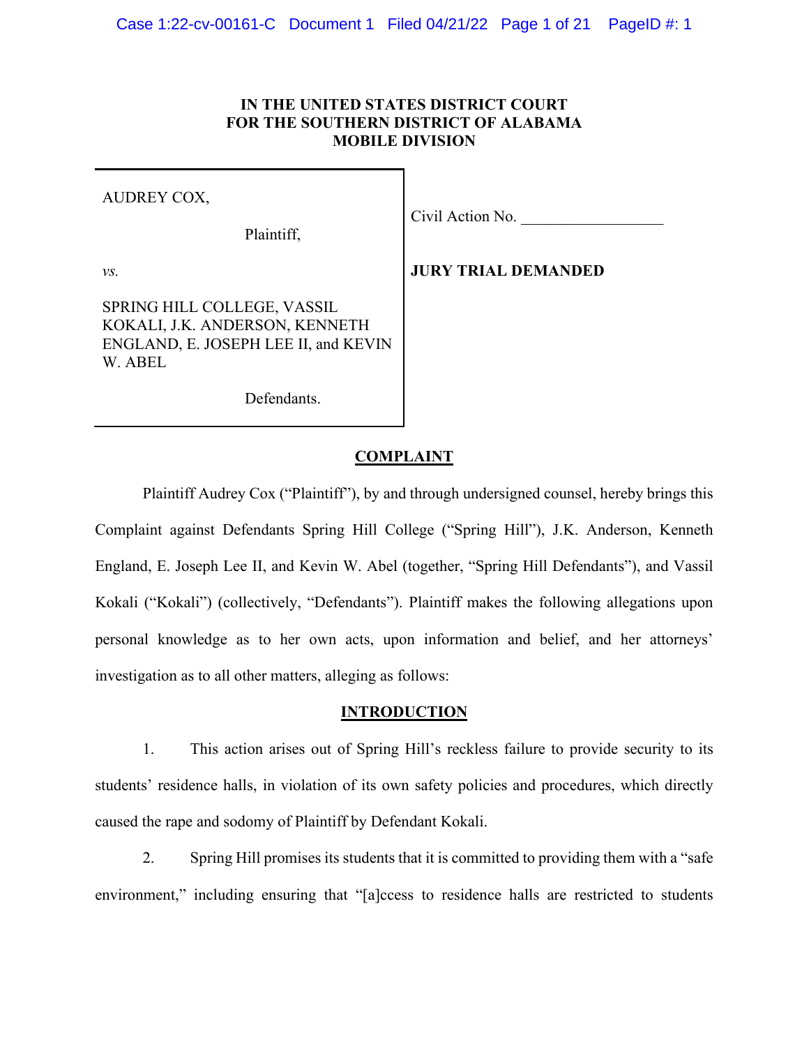**IN THE UNITED STATES DISTRICT COURT**
**FOR THE SOUTHERN DISTRICT OF ALABAMA**
**MOBILE DIVISION**

| | |
|---|---|
| AUDREY COX,<br><br>Plaintiff,<br><br>*vs.*<br><br>SPRING HILL COLLEGE, VASSIL KOKALI, J.K. ANDERSON, KENNETH ENGLAND, E. JOSEPH LEE II, and KEVIN W. ABEL<br><br>Defendants. | Civil Action No. __________________<br><br>**JURY TRIAL DEMANDED** |

## COMPLAINT

Plaintiff Audrey Cox ("Plaintiff"), by and through undersigned counsel, hereby brings this Complaint against Defendants Spring Hill College ("Spring Hill"), J.K. Anderson, Kenneth England, E. Joseph Lee II, and Kevin W. Abel (together, "Spring Hill Defendants"), and Vassil Kokali ("Kokali") (collectively, "Defendants"). Plaintiff makes the following allegations upon personal knowledge as to her own acts, upon information and belief, and her attorneys' investigation as to all other matters, alleging as follows:

## INTRODUCTION

1. This action arises out of Spring Hill's reckless failure to provide security to its students' residence halls, in violation of its own safety policies and procedures, which directly caused the rape and sodomy of Plaintiff by Defendant Kokali.

2. Spring Hill promises its students that it is committed to providing them with a "safe environment," including ensuring that "[a]ccess to residence halls are restricted to students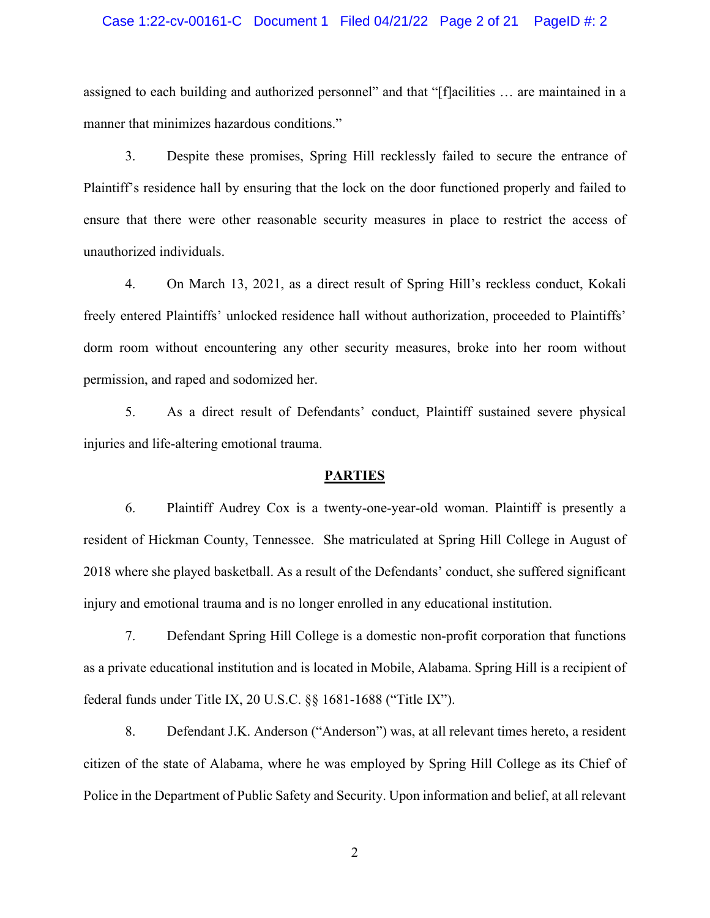assigned to each building and authorized personnel" and that "[f]acilities … are maintained in a manner that minimizes hazardous conditions."

3. Despite these promises, Spring Hill recklessly failed to secure the entrance of Plaintiff's residence hall by ensuring that the lock on the door functioned properly and failed to ensure that there were other reasonable security measures in place to restrict the access of unauthorized individuals.

4. On March 13, 2021, as a direct result of Spring Hill's reckless conduct, Kokali freely entered Plaintiffs' unlocked residence hall without authorization, proceeded to Plaintiffs' dorm room without encountering any other security measures, broke into her room without permission, and raped and sodomized her.

5. As a direct result of Defendants' conduct, Plaintiff sustained severe physical injuries and life-altering emotional trauma.

## PARTIES

6. Plaintiff Audrey Cox is a twenty-one-year-old woman. Plaintiff is presently a resident of Hickman County, Tennessee. She matriculated at Spring Hill College in August of 2018 where she played basketball. As a result of the Defendants' conduct, she suffered significant injury and emotional trauma and is no longer enrolled in any educational institution.

7. Defendant Spring Hill College is a domestic non-profit corporation that functions as a private educational institution and is located in Mobile, Alabama. Spring Hill is a recipient of federal funds under Title IX, 20 U.S.C. §§ 1681-1688 ("Title IX").

8. Defendant J.K. Anderson ("Anderson") was, at all relevant times hereto, a resident citizen of the state of Alabama, where he was employed by Spring Hill College as its Chief of Police in the Department of Public Safety and Security. Upon information and belief, at all relevant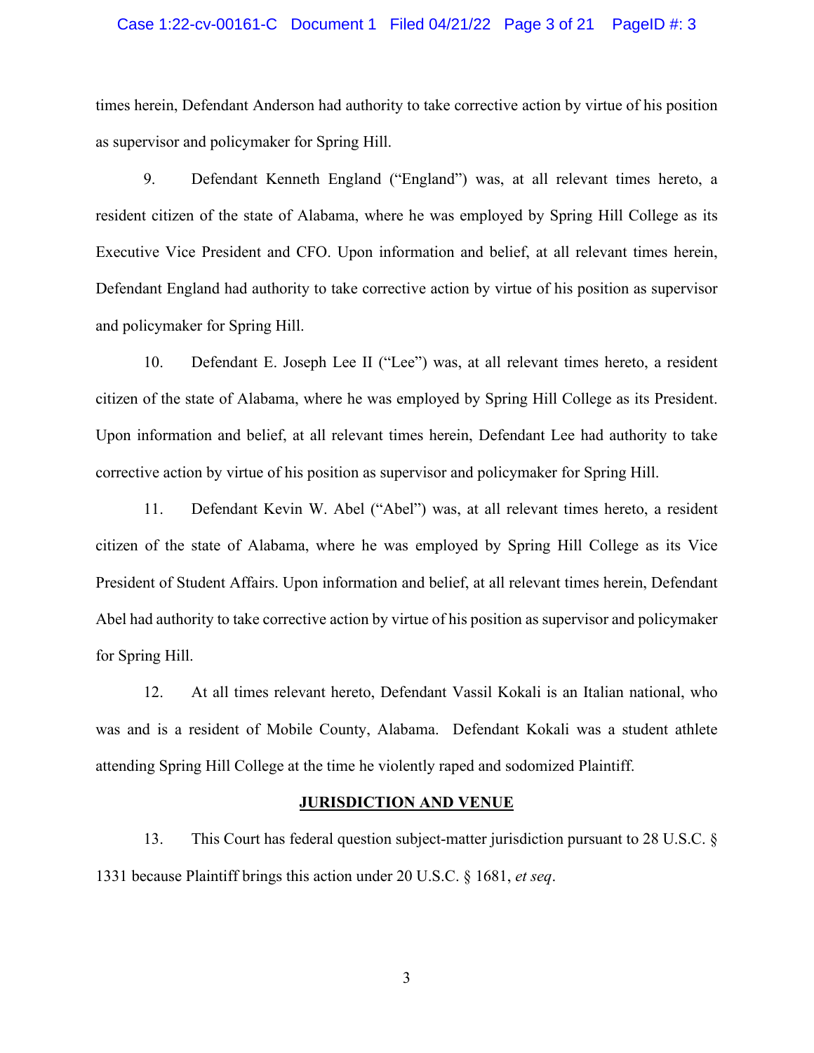times herein, Defendant Anderson had authority to take corrective action by virtue of his position as supervisor and policymaker for Spring Hill.

9. Defendant Kenneth England ("England") was, at all relevant times hereto, a resident citizen of the state of Alabama, where he was employed by Spring Hill College as its Executive Vice President and CFO. Upon information and belief, at all relevant times herein, Defendant England had authority to take corrective action by virtue of his position as supervisor and policymaker for Spring Hill.

10. Defendant E. Joseph Lee II ("Lee") was, at all relevant times hereto, a resident citizen of the state of Alabama, where he was employed by Spring Hill College as its President. Upon information and belief, at all relevant times herein, Defendant Lee had authority to take corrective action by virtue of his position as supervisor and policymaker for Spring Hill.

11. Defendant Kevin W. Abel ("Abel") was, at all relevant times hereto, a resident citizen of the state of Alabama, where he was employed by Spring Hill College as its Vice President of Student Affairs. Upon information and belief, at all relevant times herein, Defendant Abel had authority to take corrective action by virtue of his position as supervisor and policymaker for Spring Hill.

12. At all times relevant hereto, Defendant Vassil Kokali is an Italian national, who was and is a resident of Mobile County, Alabama. Defendant Kokali was a student athlete attending Spring Hill College at the time he violently raped and sodomized Plaintiff.

## JURISDICTION AND VENUE

13. This Court has federal question subject-matter jurisdiction pursuant to 28 U.S.C. § 1331 because Plaintiff brings this action under 20 U.S.C. § 1681, *et seq*.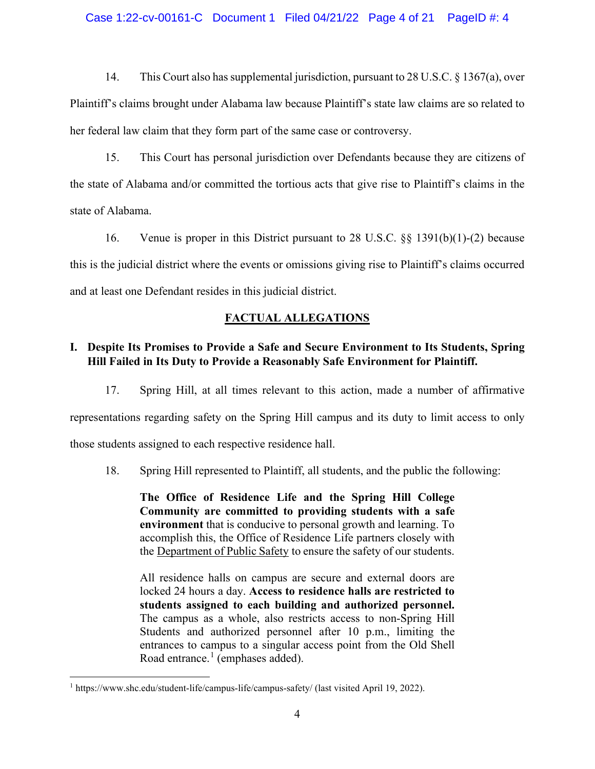14. This Court also has supplemental jurisdiction, pursuant to 28 U.S.C. § 1367(a), over Plaintiff's claims brought under Alabama law because Plaintiff's state law claims are so related to her federal law claim that they form part of the same case or controversy.

15. This Court has personal jurisdiction over Defendants because they are citizens of the state of Alabama and/or committed the tortious acts that give rise to Plaintiff's claims in the state of Alabama.

16. Venue is proper in this District pursuant to 28 U.S.C. §§ 1391(b)(1)-(2) because this is the judicial district where the events or omissions giving rise to Plaintiff's claims occurred and at least one Defendant resides in this judicial district.

## FACTUAL ALLEGATIONS

### I. Despite Its Promises to Provide a Safe and Secure Environment to Its Students, Spring Hill Failed in Its Duty to Provide a Reasonably Safe Environment for Plaintiff.

17. Spring Hill, at all times relevant to this action, made a number of affirmative representations regarding safety on the Spring Hill campus and its duty to limit access to only those students assigned to each respective residence hall.

18. Spring Hill represented to Plaintiff, all students, and the public the following:

> **The Office of Residence Life and the Spring Hill College Community are committed to providing students with a safe environment** that is conducive to personal growth and learning. To accomplish this, the Office of Residence Life partners closely with the Department of Public Safety to ensure the safety of our students.
>
> All residence halls on campus are secure and external doors are locked 24 hours a day. **Access to residence halls are restricted to students assigned to each building and authorized personnel.** The campus as a whole, also restricts access to non-Spring Hill Students and authorized personnel after 10 p.m., limiting the entrances to campus to a singular access point from the Old Shell Road entrance.[1] (emphases added).

[1] https://www.shc.edu/student-life/campus-life/campus-safety/ (last visited April 19, 2022).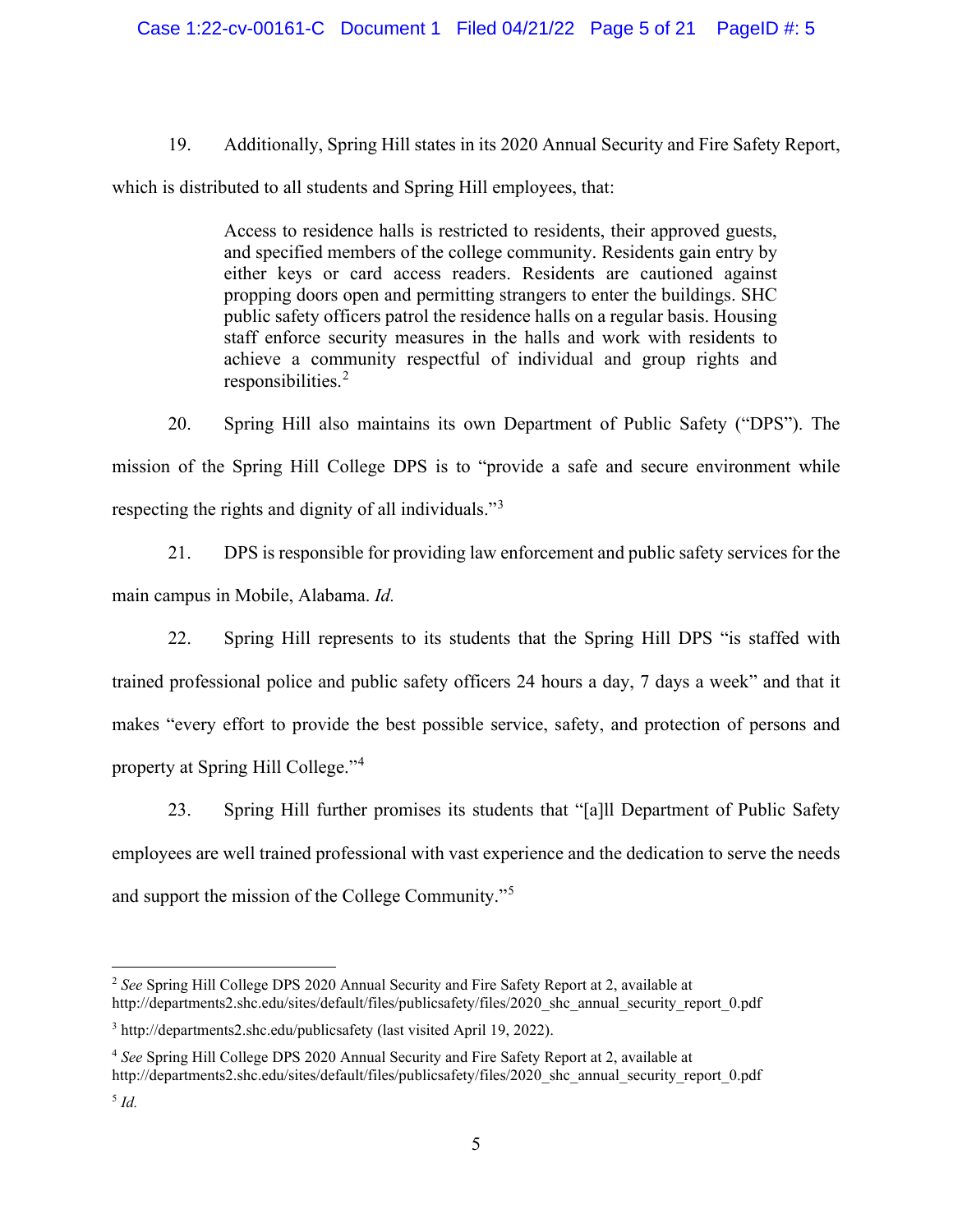19. Additionally, Spring Hill states in its 2020 Annual Security and Fire Safety Report, which is distributed to all students and Spring Hill employees, that:

> Access to residence halls is restricted to residents, their approved guests, and specified members of the college community. Residents gain entry by either keys or card access readers. Residents are cautioned against propping doors open and permitting strangers to enter the buildings. SHC public safety officers patrol the residence halls on a regular basis. Housing staff enforce security measures in the halls and work with residents to achieve a community respectful of individual and group rights and responsibilities.[2]

20. Spring Hill also maintains its own Department of Public Safety ("DPS"). The mission of the Spring Hill College DPS is to "provide a safe and secure environment while respecting the rights and dignity of all individuals."[3]

21. DPS is responsible for providing law enforcement and public safety services for the main campus in Mobile, Alabama. *Id.*

22. Spring Hill represents to its students that the Spring Hill DPS "is staffed with trained professional police and public safety officers 24 hours a day, 7 days a week" and that it makes "every effort to provide the best possible service, safety, and protection of persons and property at Spring Hill College."[4]

23. Spring Hill further promises its students that "[a]ll Department of Public Safety employees are well trained professional with vast experience and the dedication to serve the needs and support the mission of the College Community."[5]

---

[2] *See* Spring Hill College DPS 2020 Annual Security and Fire Safety Report at 2, available at http://departments2.shc.edu/sites/default/files/publicsafety/files/2020_shc_annual_security_report_0.pdf

[3] http://departments2.shc.edu/publicsafety (last visited April 19, 2022).

[4] *See* Spring Hill College DPS 2020 Annual Security and Fire Safety Report at 2, available at http://departments2.shc.edu/sites/default/files/publicsafety/files/2020_shc_annual_security_report_0.pdf

[5] *Id.*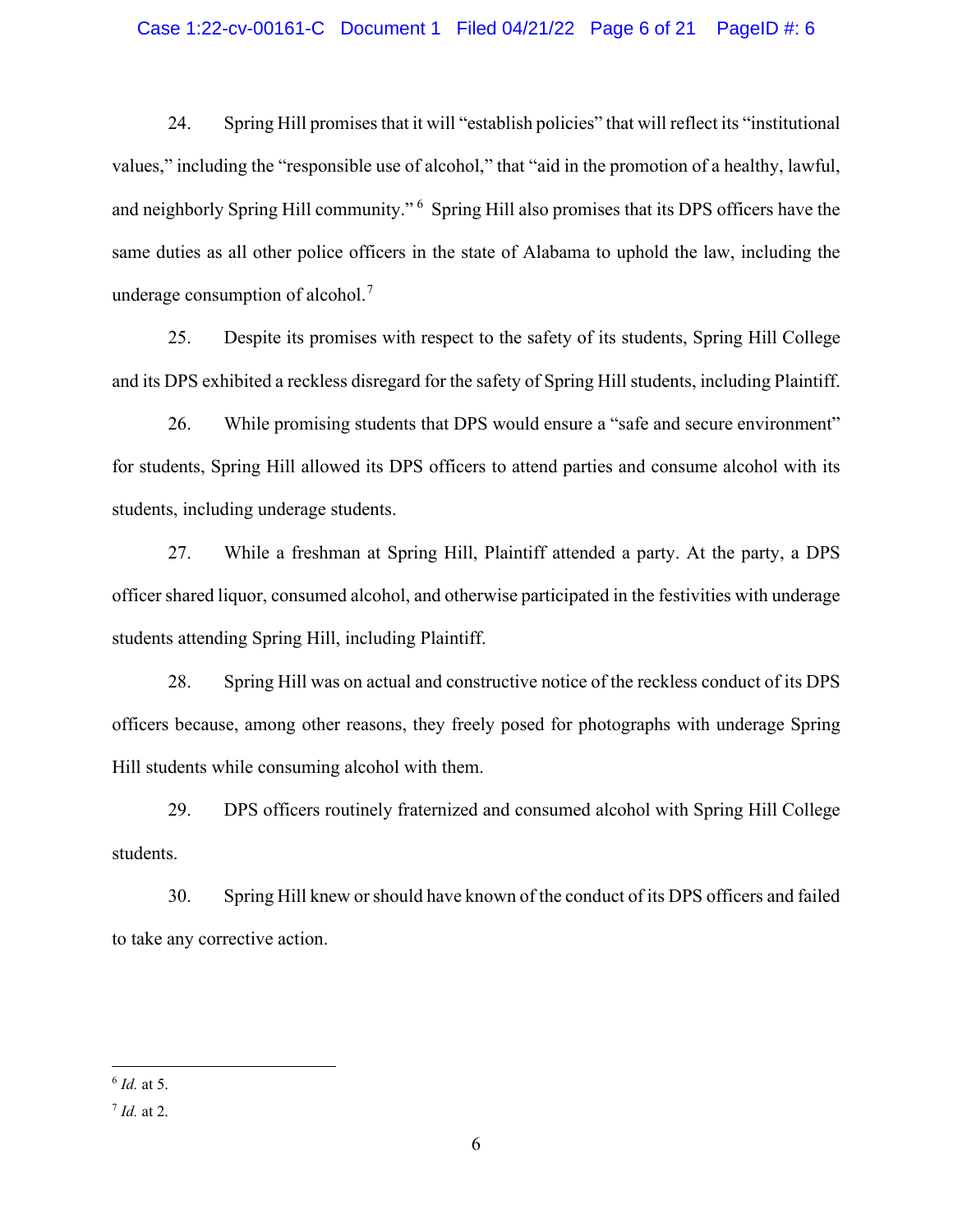24. Spring Hill promises that it will "establish policies" that will reflect its "institutional values," including the "responsible use of alcohol," that "aid in the promotion of a healthy, lawful, and neighborly Spring Hill community."[6] Spring Hill also promises that its DPS officers have the same duties as all other police officers in the state of Alabama to uphold the law, including the underage consumption of alcohol.[7]

25. Despite its promises with respect to the safety of its students, Spring Hill College and its DPS exhibited a reckless disregard for the safety of Spring Hill students, including Plaintiff.

26. While promising students that DPS would ensure a "safe and secure environment" for students, Spring Hill allowed its DPS officers to attend parties and consume alcohol with its students, including underage students.

27. While a freshman at Spring Hill, Plaintiff attended a party. At the party, a DPS officer shared liquor, consumed alcohol, and otherwise participated in the festivities with underage students attending Spring Hill, including Plaintiff.

28. Spring Hill was on actual and constructive notice of the reckless conduct of its DPS officers because, among other reasons, they freely posed for photographs with underage Spring Hill students while consuming alcohol with them.

29. DPS officers routinely fraternized and consumed alcohol with Spring Hill College students.

30. Spring Hill knew or should have known of the conduct of its DPS officers and failed to take any corrective action.

---

[6] *Id.* at 5.

[7] *Id.* at 2.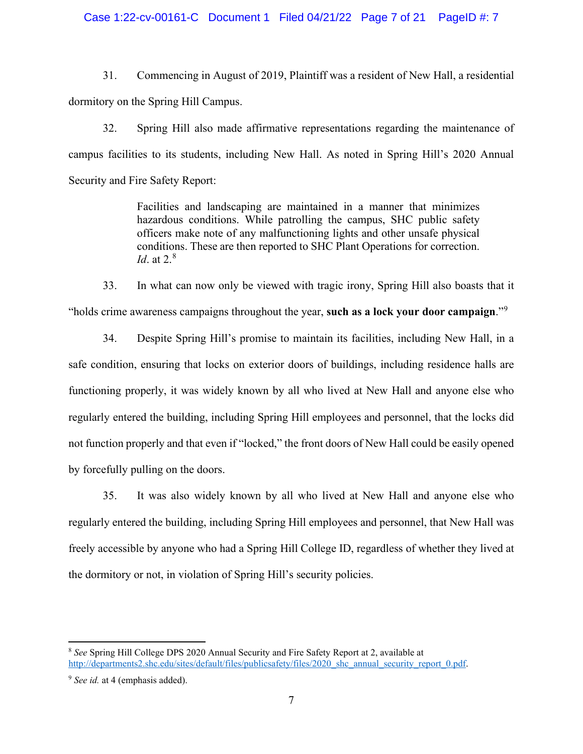31. Commencing in August of 2019, Plaintiff was a resident of New Hall, a residential dormitory on the Spring Hill Campus.

32. Spring Hill also made affirmative representations regarding the maintenance of campus facilities to its students, including New Hall. As noted in Spring Hill's 2020 Annual Security and Fire Safety Report:

> Facilities and landscaping are maintained in a manner that minimizes hazardous conditions. While patrolling the campus, SHC public safety officers make note of any malfunctioning lights and other unsafe physical conditions. These are then reported to SHC Plant Operations for correction. *Id*. at 2.[8]

33. In what can now only be viewed with tragic irony, Spring Hill also boasts that it "holds crime awareness campaigns throughout the year, **such as a lock your door campaign**."[9]

34. Despite Spring Hill's promise to maintain its facilities, including New Hall, in a safe condition, ensuring that locks on exterior doors of buildings, including residence halls are functioning properly, it was widely known by all who lived at New Hall and anyone else who regularly entered the building, including Spring Hill employees and personnel, that the locks did not function properly and that even if "locked," the front doors of New Hall could be easily opened by forcefully pulling on the doors.

35. It was also widely known by all who lived at New Hall and anyone else who regularly entered the building, including Spring Hill employees and personnel, that New Hall was freely accessible by anyone who had a Spring Hill College ID, regardless of whether they lived at the dormitory or not, in violation of Spring Hill's security policies.

---

[8] *See* Spring Hill College DPS 2020 Annual Security and Fire Safety Report at 2, available at http://departments2.shc.edu/sites/default/files/publicsafety/files/2020_shc_annual_security_report_0.pdf.

[9] *See id.* at 4 (emphasis added).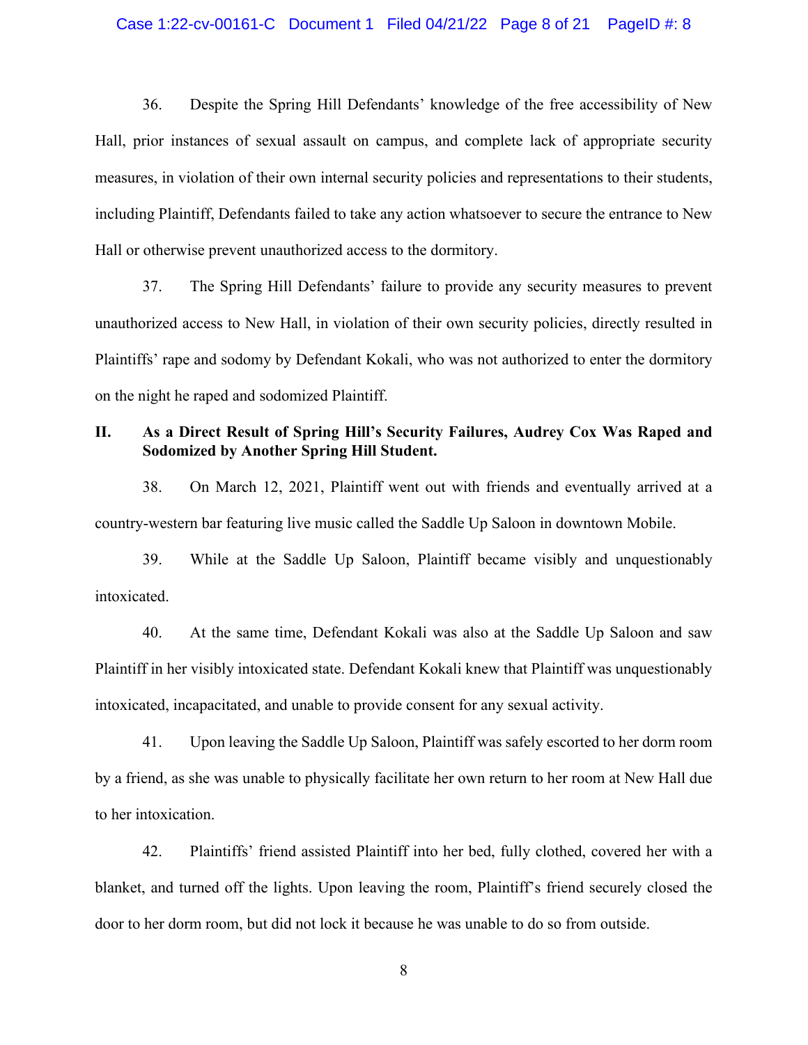36. Despite the Spring Hill Defendants' knowledge of the free accessibility of New Hall, prior instances of sexual assault on campus, and complete lack of appropriate security measures, in violation of their own internal security policies and representations to their students, including Plaintiff, Defendants failed to take any action whatsoever to secure the entrance to New Hall or otherwise prevent unauthorized access to the dormitory.

37. The Spring Hill Defendants' failure to provide any security measures to prevent unauthorized access to New Hall, in violation of their own security policies, directly resulted in Plaintiffs' rape and sodomy by Defendant Kokali, who was not authorized to enter the dormitory on the night he raped and sodomized Plaintiff.

## II. As a Direct Result of Spring Hill's Security Failures, Audrey Cox Was Raped and Sodomized by Another Spring Hill Student.

38. On March 12, 2021, Plaintiff went out with friends and eventually arrived at a country-western bar featuring live music called the Saddle Up Saloon in downtown Mobile.

39. While at the Saddle Up Saloon, Plaintiff became visibly and unquestionably intoxicated.

40. At the same time, Defendant Kokali was also at the Saddle Up Saloon and saw Plaintiff in her visibly intoxicated state. Defendant Kokali knew that Plaintiff was unquestionably intoxicated, incapacitated, and unable to provide consent for any sexual activity.

41. Upon leaving the Saddle Up Saloon, Plaintiff was safely escorted to her dorm room by a friend, as she was unable to physically facilitate her own return to her room at New Hall due to her intoxication.

42. Plaintiffs' friend assisted Plaintiff into her bed, fully clothed, covered her with a blanket, and turned off the lights. Upon leaving the room, Plaintiff's friend securely closed the door to her dorm room, but did not lock it because he was unable to do so from outside.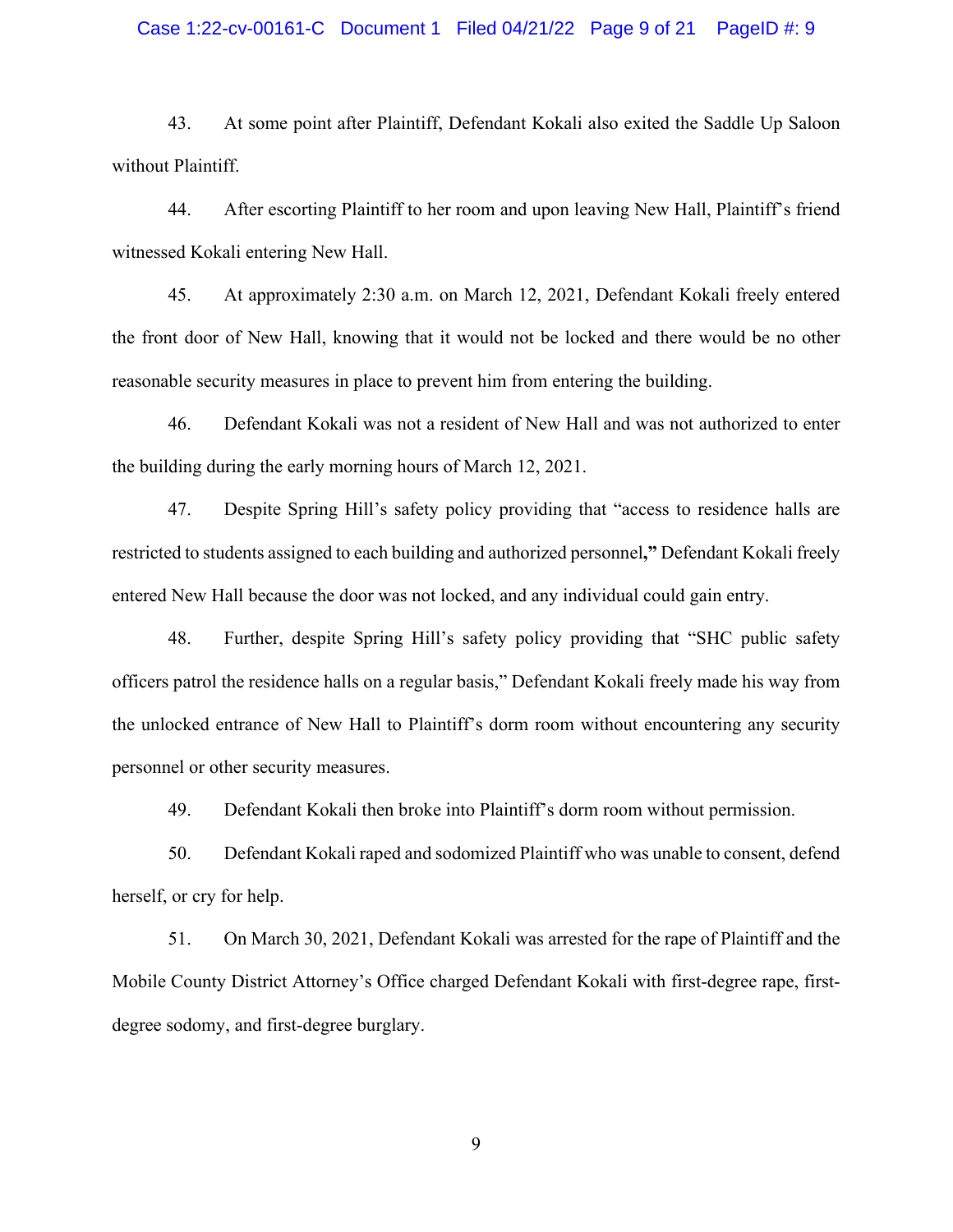43. At some point after Plaintiff, Defendant Kokali also exited the Saddle Up Saloon without Plaintiff.

44. After escorting Plaintiff to her room and upon leaving New Hall, Plaintiff's friend witnessed Kokali entering New Hall.

45. At approximately 2:30 a.m. on March 12, 2021, Defendant Kokali freely entered the front door of New Hall, knowing that it would not be locked and there would be no other reasonable security measures in place to prevent him from entering the building.

46. Defendant Kokali was not a resident of New Hall and was not authorized to enter the building during the early morning hours of March 12, 2021.

47. Despite Spring Hill's safety policy providing that "access to residence halls are restricted to students assigned to each building and authorized personnel**,"** Defendant Kokali freely entered New Hall because the door was not locked, and any individual could gain entry.

48. Further, despite Spring Hill's safety policy providing that "SHC public safety officers patrol the residence halls on a regular basis," Defendant Kokali freely made his way from the unlocked entrance of New Hall to Plaintiff's dorm room without encountering any security personnel or other security measures.

49. Defendant Kokali then broke into Plaintiff's dorm room without permission.

50. Defendant Kokali raped and sodomized Plaintiff who was unable to consent, defend herself, or cry for help.

51. On March 30, 2021, Defendant Kokali was arrested for the rape of Plaintiff and the Mobile County District Attorney's Office charged Defendant Kokali with first-degree rape, first-degree sodomy, and first-degree burglary.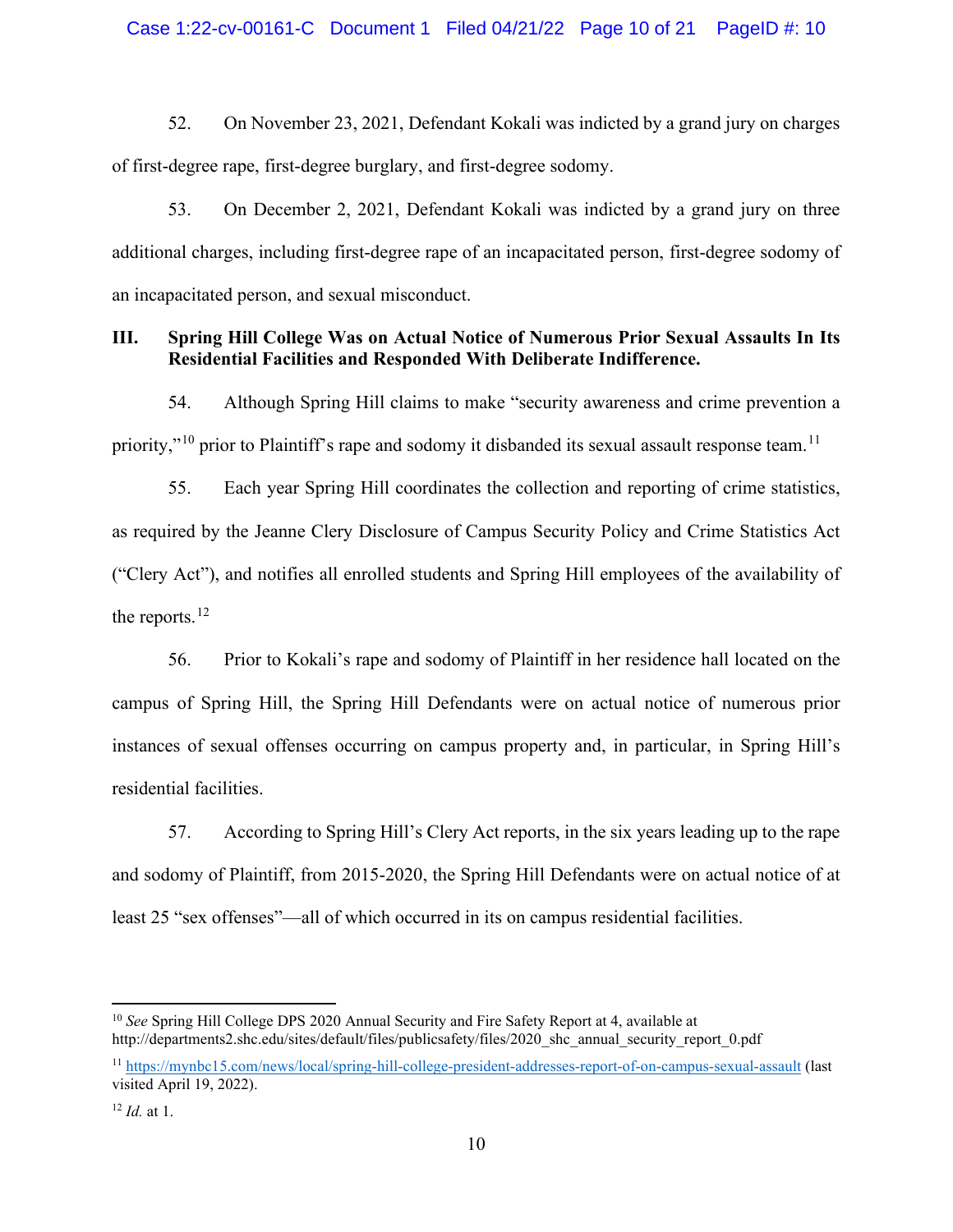52. On November 23, 2021, Defendant Kokali was indicted by a grand jury on charges of first-degree rape, first-degree burglary, and first-degree sodomy.

53. On December 2, 2021, Defendant Kokali was indicted by a grand jury on three additional charges, including first-degree rape of an incapacitated person, first-degree sodomy of an incapacitated person, and sexual misconduct.

### III. Spring Hill College Was on Actual Notice of Numerous Prior Sexual Assaults In Its Residential Facilities and Responded With Deliberate Indifference.

54. Although Spring Hill claims to make "security awareness and crime prevention a priority,"[10] prior to Plaintiff's rape and sodomy it disbanded its sexual assault response team.[11]

55. Each year Spring Hill coordinates the collection and reporting of crime statistics, as required by the Jeanne Clery Disclosure of Campus Security Policy and Crime Statistics Act ("Clery Act"), and notifies all enrolled students and Spring Hill employees of the availability of the reports.[12]

56. Prior to Kokali's rape and sodomy of Plaintiff in her residence hall located on the campus of Spring Hill, the Spring Hill Defendants were on actual notice of numerous prior instances of sexual offenses occurring on campus property and, in particular, in Spring Hill's residential facilities.

57. According to Spring Hill's Clery Act reports, in the six years leading up to the rape and sodomy of Plaintiff, from 2015-2020, the Spring Hill Defendants were on actual notice of at least 25 "sex offenses"—all of which occurred in its on campus residential facilities.

---

[10] *See* Spring Hill College DPS 2020 Annual Security and Fire Safety Report at 4, available at http://departments2.shc.edu/sites/default/files/publicsafety/files/2020_shc_annual_security_report_0.pdf

[11] https://mynbc15.com/news/local/spring-hill-college-president-addresses-report-of-on-campus-sexual-assault (last visited April 19, 2022).

[12] *Id.* at 1.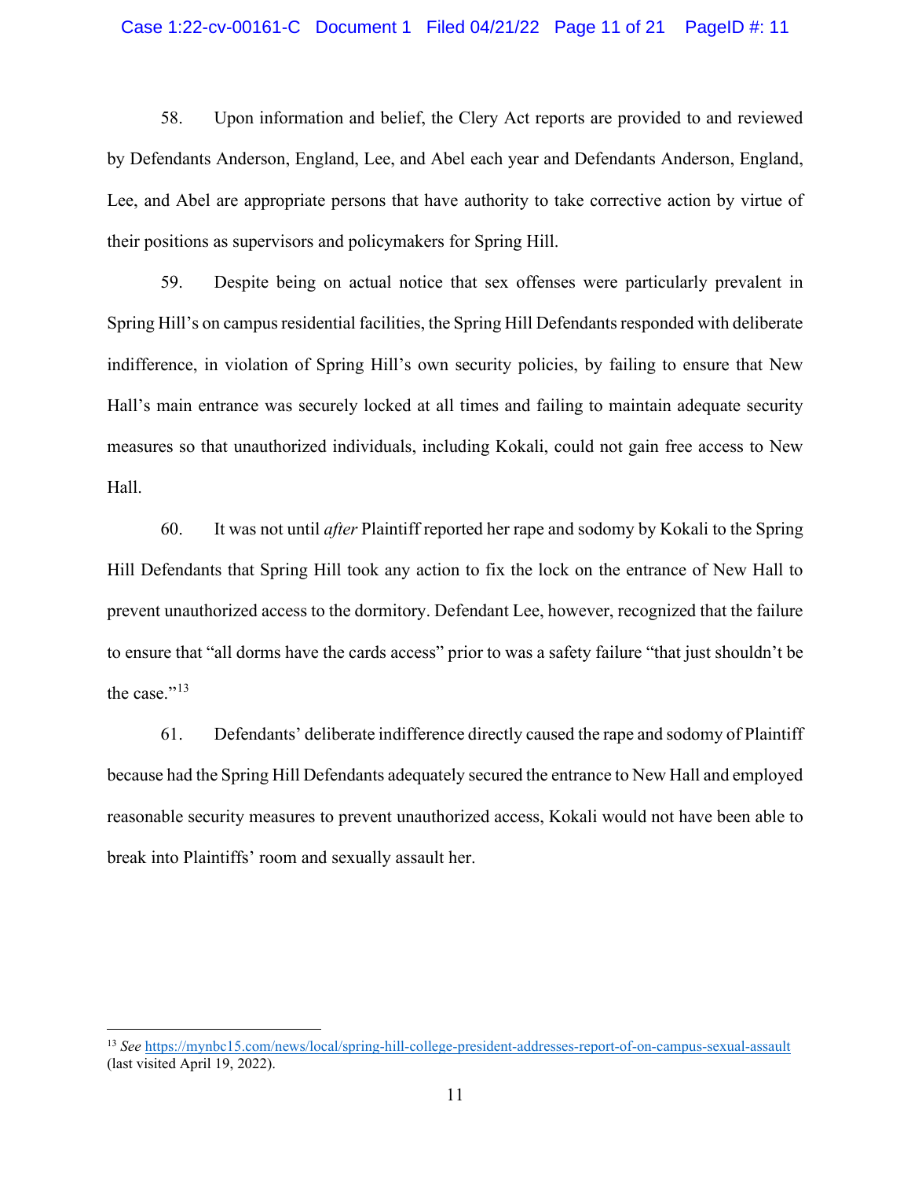58. Upon information and belief, the Clery Act reports are provided to and reviewed by Defendants Anderson, England, Lee, and Abel each year and Defendants Anderson, England, Lee, and Abel are appropriate persons that have authority to take corrective action by virtue of their positions as supervisors and policymakers for Spring Hill.

59. Despite being on actual notice that sex offenses were particularly prevalent in Spring Hill's on campus residential facilities, the Spring Hill Defendants responded with deliberate indifference, in violation of Spring Hill's own security policies, by failing to ensure that New Hall's main entrance was securely locked at all times and failing to maintain adequate security measures so that unauthorized individuals, including Kokali, could not gain free access to New Hall.

60. It was not until *after* Plaintiff reported her rape and sodomy by Kokali to the Spring Hill Defendants that Spring Hill took any action to fix the lock on the entrance of New Hall to prevent unauthorized access to the dormitory. Defendant Lee, however, recognized that the failure to ensure that "all dorms have the cards access" prior to was a safety failure "that just shouldn't be the case."[13]

61. Defendants' deliberate indifference directly caused the rape and sodomy of Plaintiff because had the Spring Hill Defendants adequately secured the entrance to New Hall and employed reasonable security measures to prevent unauthorized access, Kokali would not have been able to break into Plaintiffs' room and sexually assault her.

---

[13] *See* https://mynbc15.com/news/local/spring-hill-college-president-addresses-report-of-on-campus-sexual-assault (last visited April 19, 2022).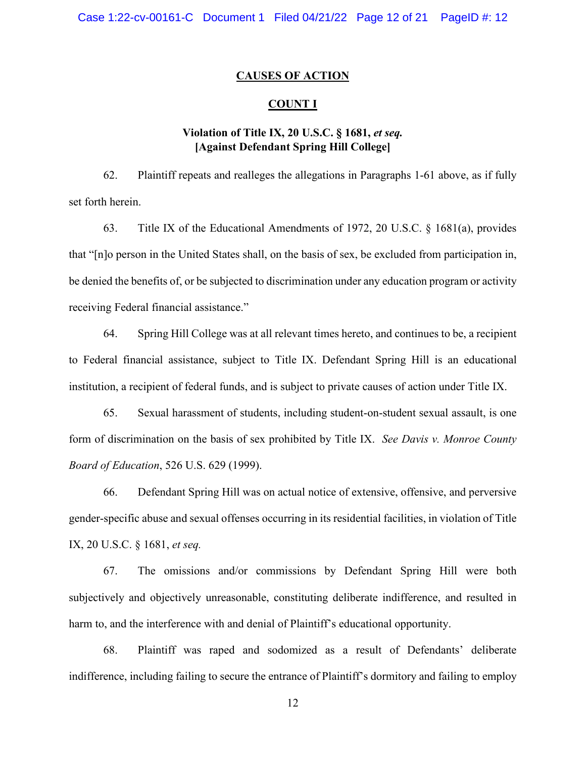## CAUSES OF ACTION

### COUNT I

**Violation of Title IX, 20 U.S.C. § 1681, *et seq.***
**[Against Defendant Spring Hill College]**

62. Plaintiff repeats and realleges the allegations in Paragraphs 1-61 above, as if fully set forth herein.

63. Title IX of the Educational Amendments of 1972, 20 U.S.C. § 1681(a), provides that "[n]o person in the United States shall, on the basis of sex, be excluded from participation in, be denied the benefits of, or be subjected to discrimination under any education program or activity receiving Federal financial assistance."

64. Spring Hill College was at all relevant times hereto, and continues to be, a recipient to Federal financial assistance, subject to Title IX. Defendant Spring Hill is an educational institution, a recipient of federal funds, and is subject to private causes of action under Title IX.

65. Sexual harassment of students, including student-on-student sexual assault, is one form of discrimination on the basis of sex prohibited by Title IX. *See Davis v. Monroe County Board of Education*, 526 U.S. 629 (1999).

66. Defendant Spring Hill was on actual notice of extensive, offensive, and perversive gender-specific abuse and sexual offenses occurring in its residential facilities, in violation of Title IX, 20 U.S.C. § 1681, *et seq.*

67. The omissions and/or commissions by Defendant Spring Hill were both subjectively and objectively unreasonable, constituting deliberate indifference, and resulted in harm to, and the interference with and denial of Plaintiff's educational opportunity.

68. Plaintiff was raped and sodomized as a result of Defendants' deliberate indifference, including failing to secure the entrance of Plaintiff's dormitory and failing to employ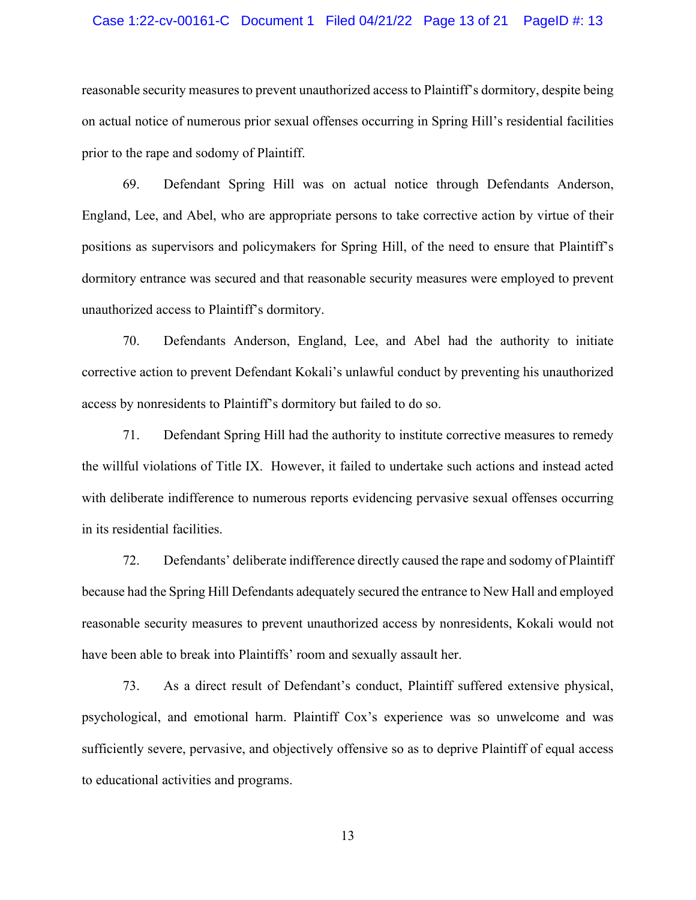reasonable security measures to prevent unauthorized access to Plaintiff's dormitory, despite being on actual notice of numerous prior sexual offenses occurring in Spring Hill's residential facilities prior to the rape and sodomy of Plaintiff.

69. Defendant Spring Hill was on actual notice through Defendants Anderson, England, Lee, and Abel, who are appropriate persons to take corrective action by virtue of their positions as supervisors and policymakers for Spring Hill, of the need to ensure that Plaintiff's dormitory entrance was secured and that reasonable security measures were employed to prevent unauthorized access to Plaintiff's dormitory.

70. Defendants Anderson, England, Lee, and Abel had the authority to initiate corrective action to prevent Defendant Kokali's unlawful conduct by preventing his unauthorized access by nonresidents to Plaintiff's dormitory but failed to do so.

71. Defendant Spring Hill had the authority to institute corrective measures to remedy the willful violations of Title IX. However, it failed to undertake such actions and instead acted with deliberate indifference to numerous reports evidencing pervasive sexual offenses occurring in its residential facilities.

72. Defendants' deliberate indifference directly caused the rape and sodomy of Plaintiff because had the Spring Hill Defendants adequately secured the entrance to New Hall and employed reasonable security measures to prevent unauthorized access by nonresidents, Kokali would not have been able to break into Plaintiffs' room and sexually assault her.

73. As a direct result of Defendant's conduct, Plaintiff suffered extensive physical, psychological, and emotional harm. Plaintiff Cox's experience was so unwelcome and was sufficiently severe, pervasive, and objectively offensive so as to deprive Plaintiff of equal access to educational activities and programs.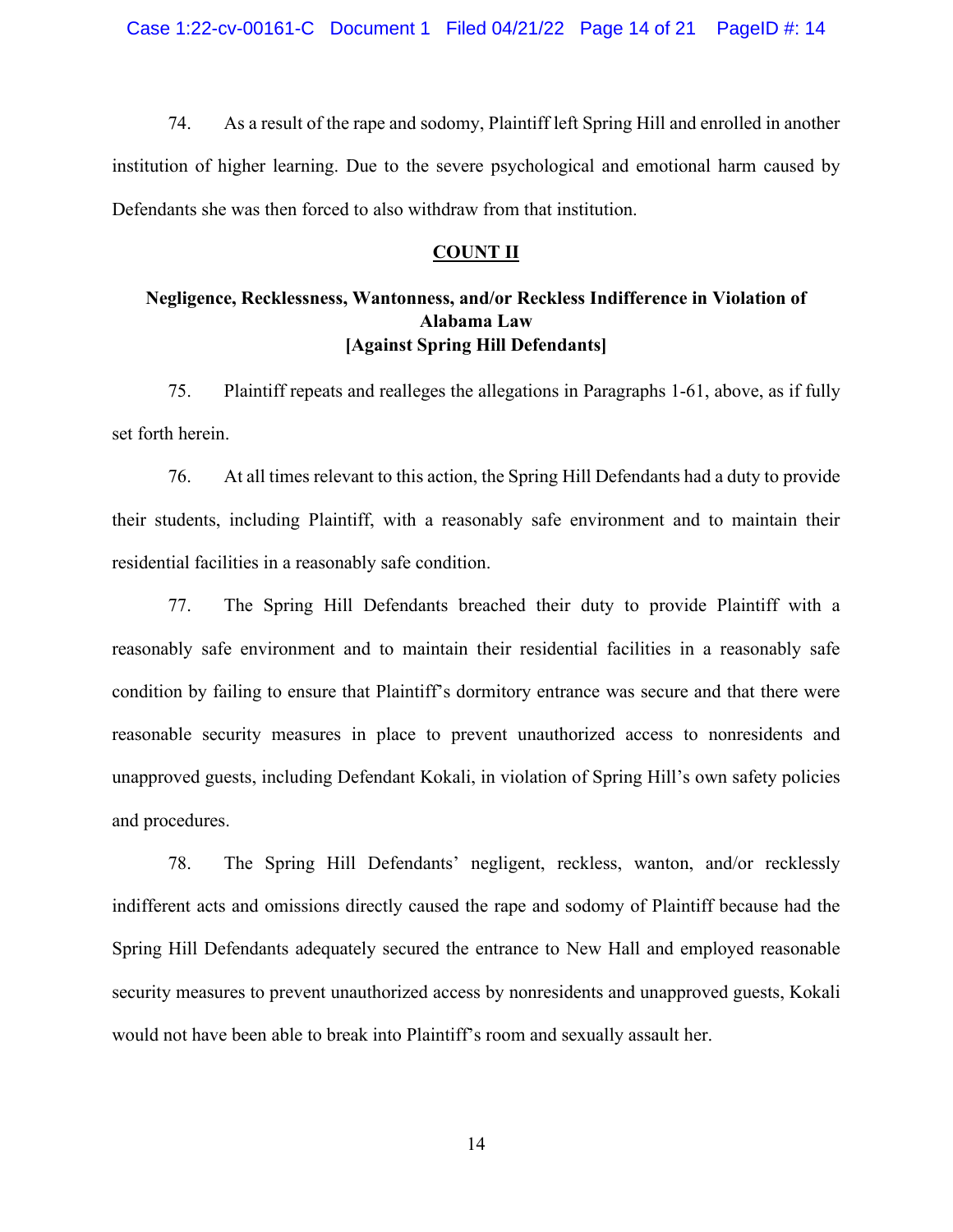74. As a result of the rape and sodomy, Plaintiff left Spring Hill and enrolled in another institution of higher learning. Due to the severe psychological and emotional harm caused by Defendants she was then forced to also withdraw from that institution.

## COUNT II

### Negligence, Recklessness, Wantonness, and/or Reckless Indifference in Violation of Alabama Law [Against Spring Hill Defendants]

75. Plaintiff repeats and realleges the allegations in Paragraphs 1-61, above, as if fully set forth herein.

76. At all times relevant to this action, the Spring Hill Defendants had a duty to provide their students, including Plaintiff, with a reasonably safe environment and to maintain their residential facilities in a reasonably safe condition.

77. The Spring Hill Defendants breached their duty to provide Plaintiff with a reasonably safe environment and to maintain their residential facilities in a reasonably safe condition by failing to ensure that Plaintiff's dormitory entrance was secure and that there were reasonable security measures in place to prevent unauthorized access to nonresidents and unapproved guests, including Defendant Kokali, in violation of Spring Hill's own safety policies and procedures.

78. The Spring Hill Defendants' negligent, reckless, wanton, and/or recklessly indifferent acts and omissions directly caused the rape and sodomy of Plaintiff because had the Spring Hill Defendants adequately secured the entrance to New Hall and employed reasonable security measures to prevent unauthorized access by nonresidents and unapproved guests, Kokali would not have been able to break into Plaintiff's room and sexually assault her.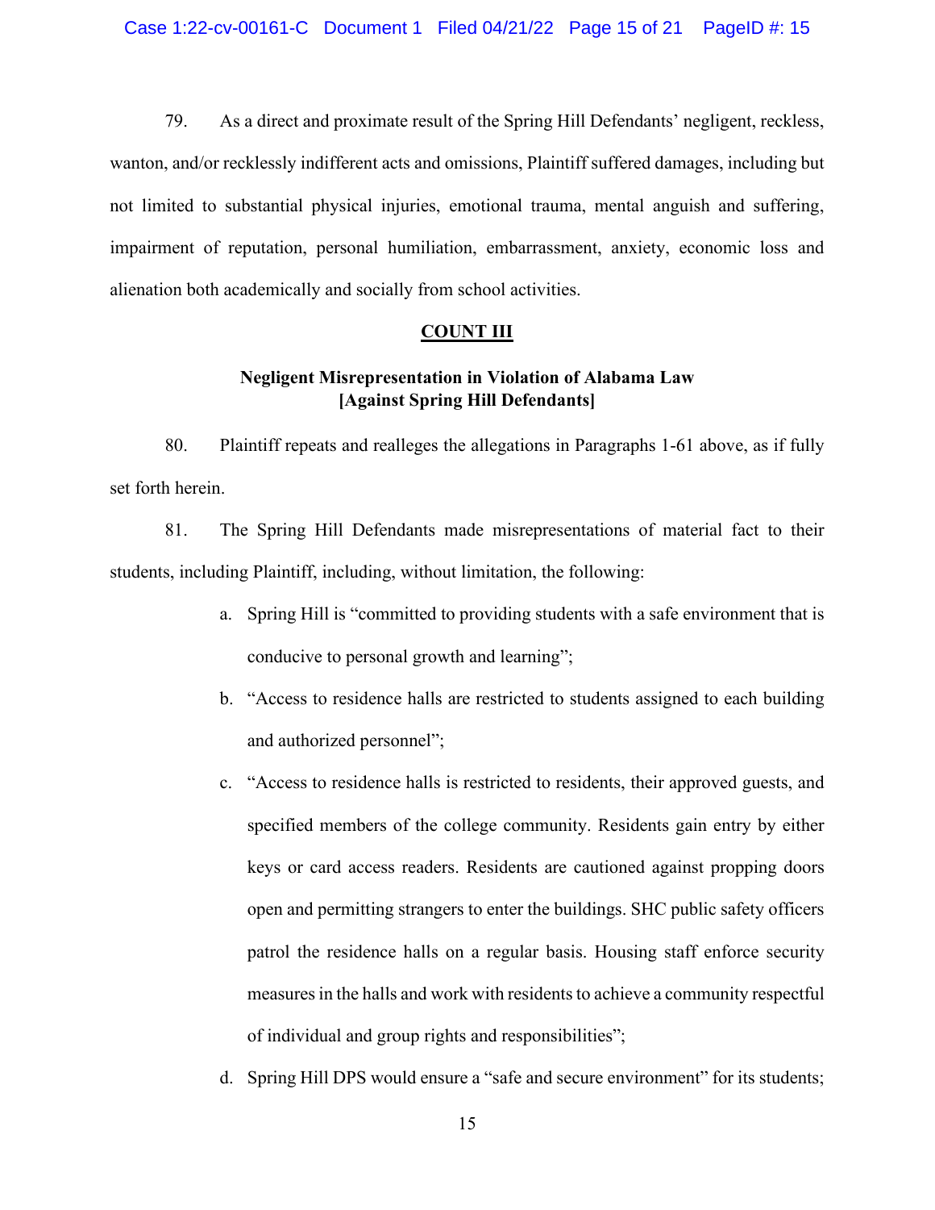79. As a direct and proximate result of the Spring Hill Defendants' negligent, reckless, wanton, and/or recklessly indifferent acts and omissions, Plaintiff suffered damages, including but not limited to substantial physical injuries, emotional trauma, mental anguish and suffering, impairment of reputation, personal humiliation, embarrassment, anxiety, economic loss and alienation both academically and socially from school activities.

**COUNT III**

**Negligent Misrepresentation in Violation of Alabama Law**
**[Against Spring Hill Defendants]**

80. Plaintiff repeats and realleges the allegations in Paragraphs 1-61 above, as if fully set forth herein.

81. The Spring Hill Defendants made misrepresentations of material fact to their students, including Plaintiff, including, without limitation, the following:

a. Spring Hill is "committed to providing students with a safe environment that is conducive to personal growth and learning";

b. "Access to residence halls are restricted to students assigned to each building and authorized personnel";

c. "Access to residence halls is restricted to residents, their approved guests, and specified members of the college community. Residents gain entry by either keys or card access readers. Residents are cautioned against propping doors open and permitting strangers to enter the buildings. SHC public safety officers patrol the residence halls on a regular basis. Housing staff enforce security measures in the halls and work with residents to achieve a community respectful of individual and group rights and responsibilities";

d. Spring Hill DPS would ensure a "safe and secure environment" for its students;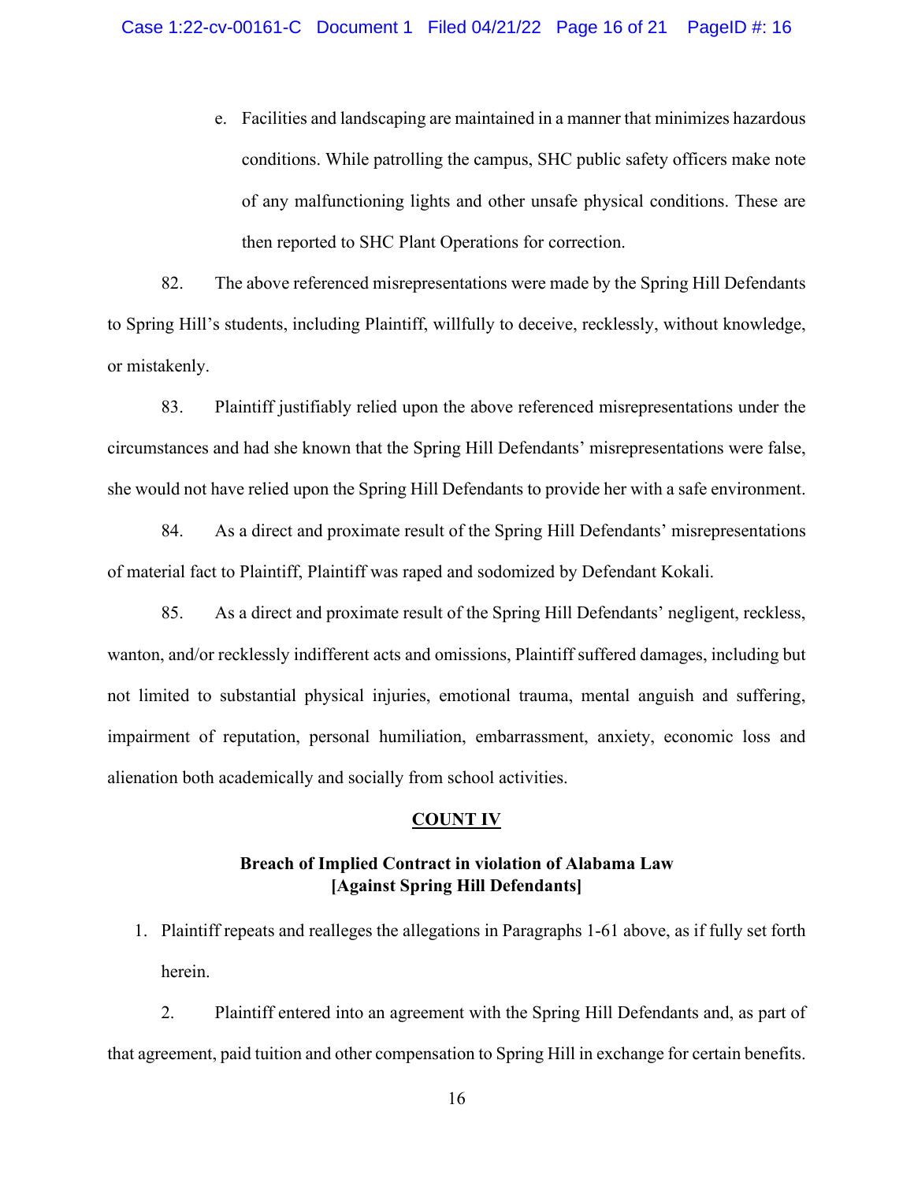e. Facilities and landscaping are maintained in a manner that minimizes hazardous conditions. While patrolling the campus, SHC public safety officers make note of any malfunctioning lights and other unsafe physical conditions. These are then reported to SHC Plant Operations for correction.

82. The above referenced misrepresentations were made by the Spring Hill Defendants to Spring Hill's students, including Plaintiff, willfully to deceive, recklessly, without knowledge, or mistakenly.

83. Plaintiff justifiably relied upon the above referenced misrepresentations under the circumstances and had she known that the Spring Hill Defendants' misrepresentations were false, she would not have relied upon the Spring Hill Defendants to provide her with a safe environment.

84. As a direct and proximate result of the Spring Hill Defendants' misrepresentations of material fact to Plaintiff, Plaintiff was raped and sodomized by Defendant Kokali.

85. As a direct and proximate result of the Spring Hill Defendants' negligent, reckless, wanton, and/or recklessly indifferent acts and omissions, Plaintiff suffered damages, including but not limited to substantial physical injuries, emotional trauma, mental anguish and suffering, impairment of reputation, personal humiliation, embarrassment, anxiety, economic loss and alienation both academically and socially from school activities.

## COUNT IV

**Breach of Implied Contract in violation of Alabama Law**
**[Against Spring Hill Defendants]**

1. Plaintiff repeats and realleges the allegations in Paragraphs 1-61 above, as if fully set forth herein.

2. Plaintiff entered into an agreement with the Spring Hill Defendants and, as part of that agreement, paid tuition and other compensation to Spring Hill in exchange for certain benefits.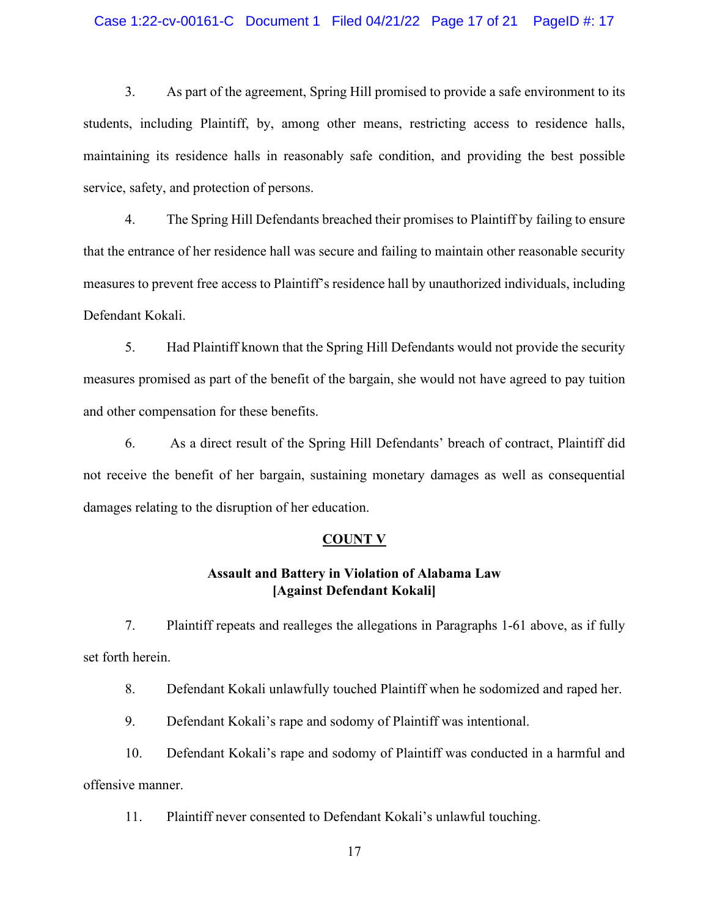3. As part of the agreement, Spring Hill promised to provide a safe environment to its students, including Plaintiff, by, among other means, restricting access to residence halls, maintaining its residence halls in reasonably safe condition, and providing the best possible service, safety, and protection of persons.

4. The Spring Hill Defendants breached their promises to Plaintiff by failing to ensure that the entrance of her residence hall was secure and failing to maintain other reasonable security measures to prevent free access to Plaintiff's residence hall by unauthorized individuals, including Defendant Kokali.

5. Had Plaintiff known that the Spring Hill Defendants would not provide the security measures promised as part of the benefit of the bargain, she would not have agreed to pay tuition and other compensation for these benefits.

6. As a direct result of the Spring Hill Defendants' breach of contract, Plaintiff did not receive the benefit of her bargain, sustaining monetary damages as well as consequential damages relating to the disruption of her education.

**COUNT V**

**Assault and Battery in Violation of Alabama Law**
**[Against Defendant Kokali]**

7. Plaintiff repeats and realleges the allegations in Paragraphs 1-61 above, as if fully set forth herein.

8. Defendant Kokali unlawfully touched Plaintiff when he sodomized and raped her.

9. Defendant Kokali's rape and sodomy of Plaintiff was intentional.

10. Defendant Kokali's rape and sodomy of Plaintiff was conducted in a harmful and offensive manner.

11. Plaintiff never consented to Defendant Kokali's unlawful touching.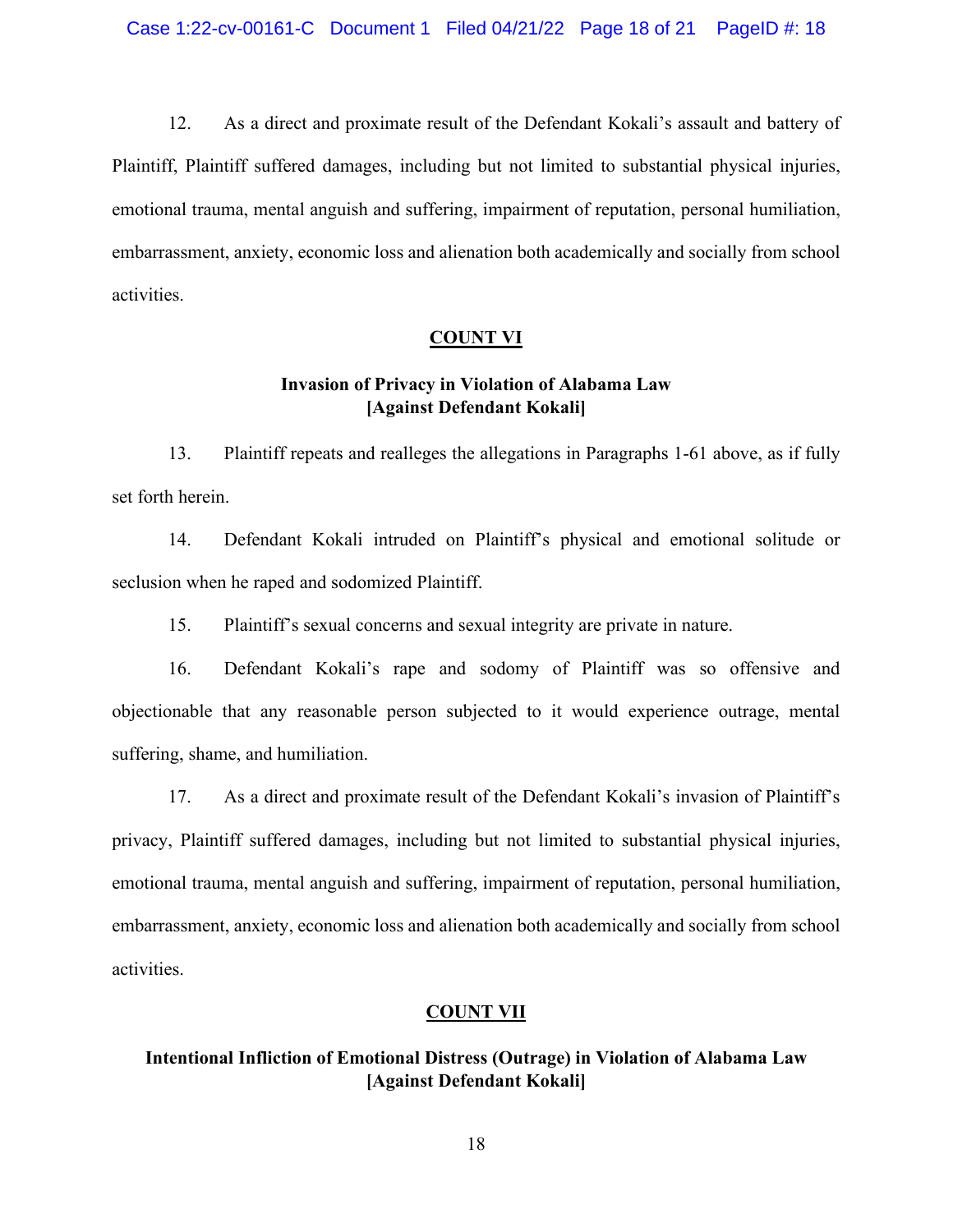12. As a direct and proximate result of the Defendant Kokali's assault and battery of Plaintiff, Plaintiff suffered damages, including but not limited to substantial physical injuries, emotional trauma, mental anguish and suffering, impairment of reputation, personal humiliation, embarrassment, anxiety, economic loss and alienation both academically and socially from school activities.

## COUNT VI

### Invasion of Privacy in Violation of Alabama Law [Against Defendant Kokali]

13. Plaintiff repeats and realleges the allegations in Paragraphs 1-61 above, as if fully set forth herein.

14. Defendant Kokali intruded on Plaintiff's physical and emotional solitude or seclusion when he raped and sodomized Plaintiff.

15. Plaintiff's sexual concerns and sexual integrity are private in nature.

16. Defendant Kokali's rape and sodomy of Plaintiff was so offensive and objectionable that any reasonable person subjected to it would experience outrage, mental suffering, shame, and humiliation.

17. As a direct and proximate result of the Defendant Kokali's invasion of Plaintiff's privacy, Plaintiff suffered damages, including but not limited to substantial physical injuries, emotional trauma, mental anguish and suffering, impairment of reputation, personal humiliation, embarrassment, anxiety, economic loss and alienation both academically and socially from school activities.

## COUNT VII

### Intentional Infliction of Emotional Distress (Outrage) in Violation of Alabama Law [Against Defendant Kokali]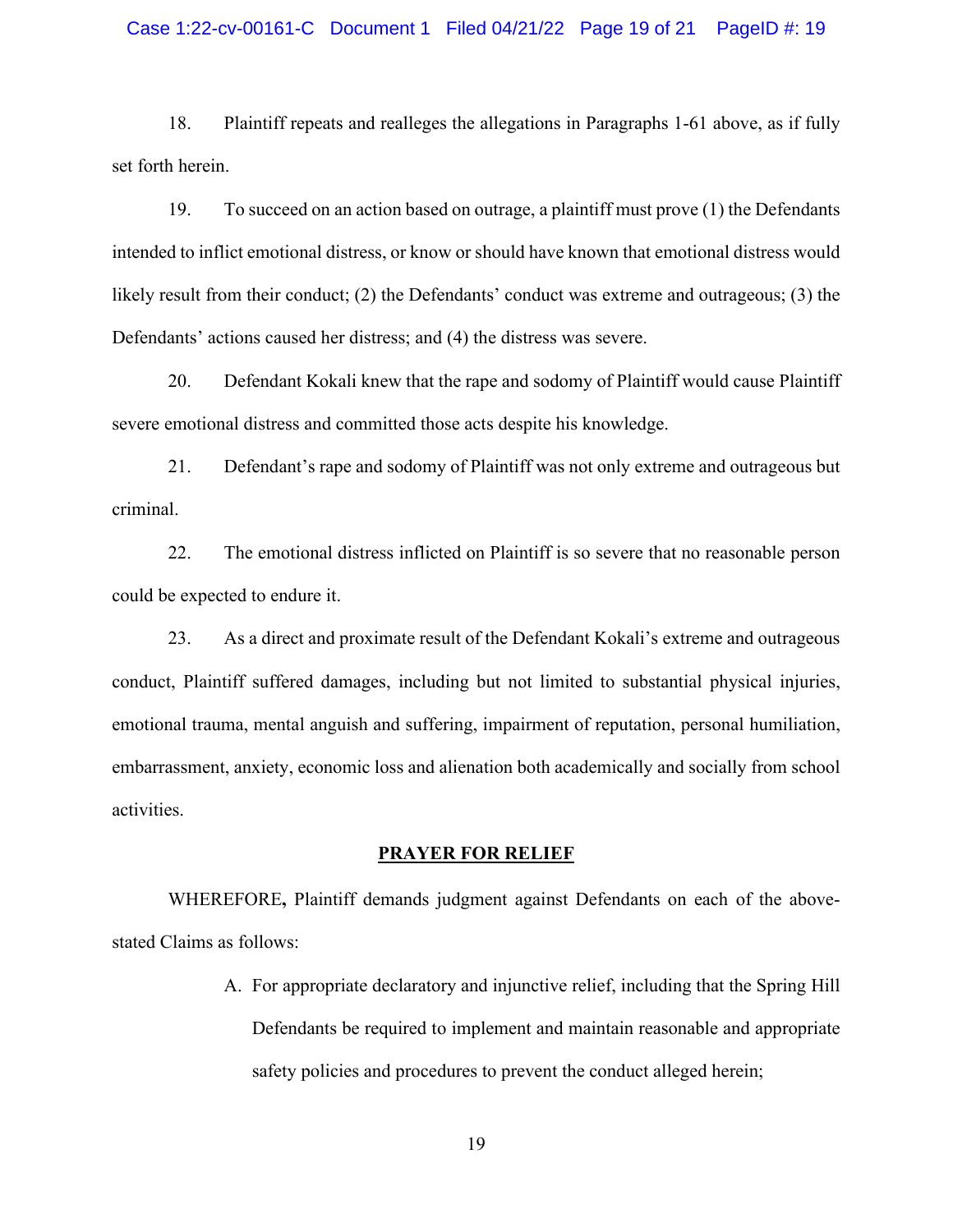18. Plaintiff repeats and realleges the allegations in Paragraphs 1-61 above, as if fully set forth herein.

19. To succeed on an action based on outrage, a plaintiff must prove (1) the Defendants intended to inflict emotional distress, or know or should have known that emotional distress would likely result from their conduct; (2) the Defendants' conduct was extreme and outrageous; (3) the Defendants' actions caused her distress; and (4) the distress was severe.

20. Defendant Kokali knew that the rape and sodomy of Plaintiff would cause Plaintiff severe emotional distress and committed those acts despite his knowledge.

21. Defendant's rape and sodomy of Plaintiff was not only extreme and outrageous but criminal.

22. The emotional distress inflicted on Plaintiff is so severe that no reasonable person could be expected to endure it.

23. As a direct and proximate result of the Defendant Kokali's extreme and outrageous conduct, Plaintiff suffered damages, including but not limited to substantial physical injuries, emotional trauma, mental anguish and suffering, impairment of reputation, personal humiliation, embarrassment, anxiety, economic loss and alienation both academically and socially from school activities.

## PRAYER FOR RELIEF

WHEREFORE**,** Plaintiff demands judgment against Defendants on each of the above-stated Claims as follows:

A. For appropriate declaratory and injunctive relief, including that the Spring Hill Defendants be required to implement and maintain reasonable and appropriate safety policies and procedures to prevent the conduct alleged herein;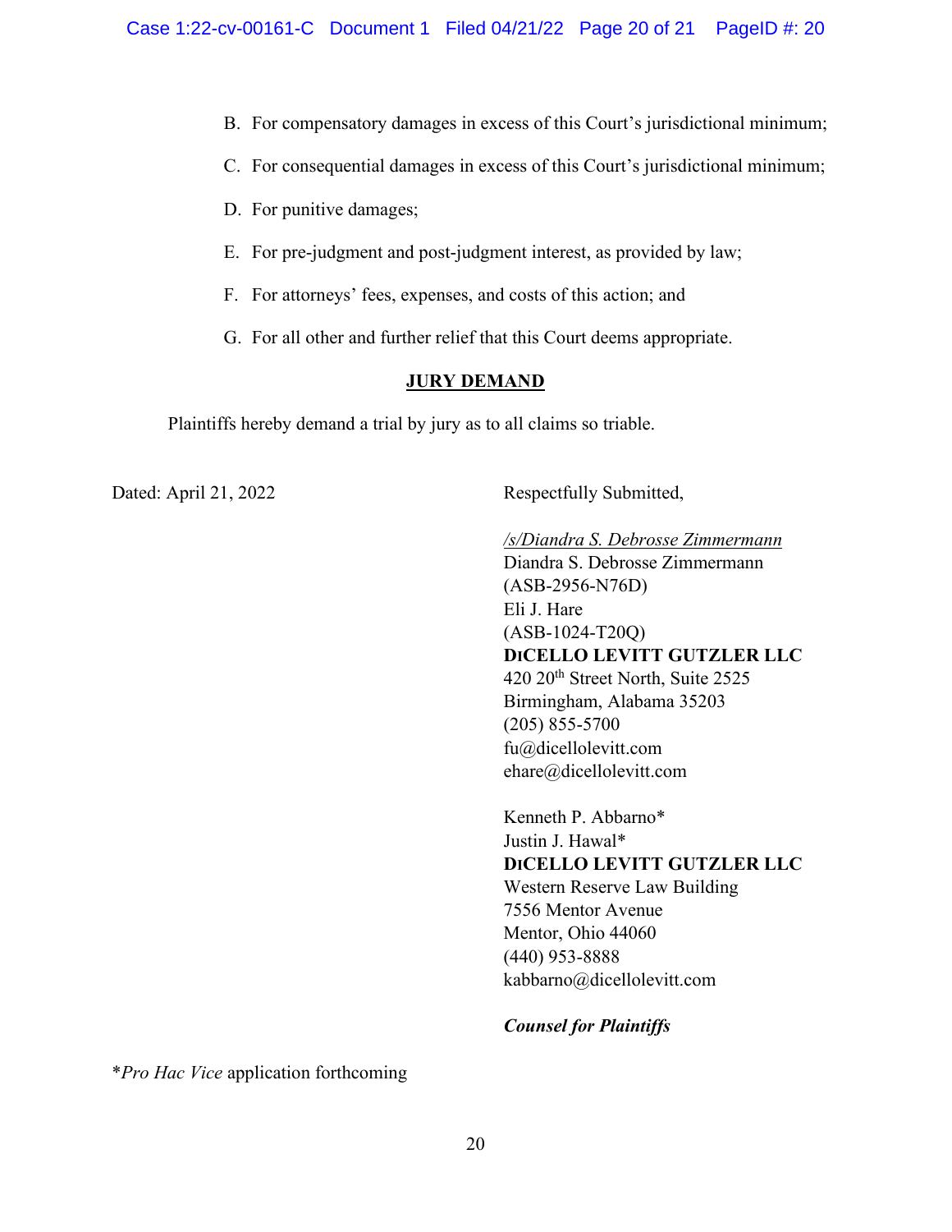B. For compensatory damages in excess of this Court's jurisdictional minimum;

C. For consequential damages in excess of this Court's jurisdictional minimum;

D. For punitive damages;

E. For pre-judgment and post-judgment interest, as provided by law;

F. For attorneys' fees, expenses, and costs of this action; and

G. For all other and further relief that this Court deems appropriate.

## JURY DEMAND

Plaintiffs hereby demand a trial by jury as to all claims so triable.

Dated: April 21, 2022

Respectfully Submitted,

*/s/Diandra S. Debrosse Zimmermann*
Diandra S. Debrosse Zimmermann
(ASB-2956-N76D)
Eli J. Hare
(ASB-1024-T20Q)
**DICELLO LEVITT GUTZLER LLC**
420 20th Street North, Suite 2525
Birmingham, Alabama 35203
(205) 855-5700
fu@dicellolevitt.com
ehare@dicellolevitt.com

Kenneth P. Abbarno*
Justin J. Hawal*
**DICELLO LEVITT GUTZLER LLC**
Western Reserve Law Building
7556 Mentor Avenue
Mentor, Ohio 44060
(440) 953-8888
kabbarno@dicellolevitt.com

***Counsel for Plaintiffs***

*_Pro Hac Vice_ application forthcoming